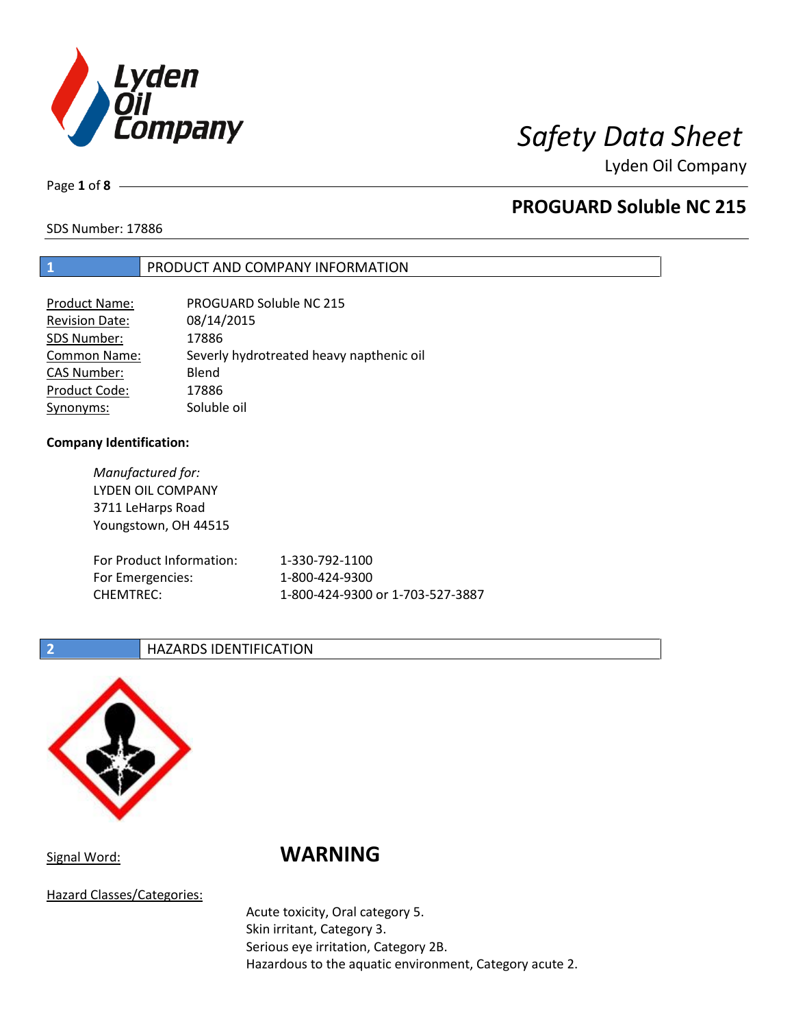# Safety Data Sheet

Lyden Oil Company

## PROGUARD Soluble NC 215

SDS Number: 17886

## 1 PRODUCT AND COMPANY INFORMATION

| | |
|---|---|
| Product Name: | PROGUARD Soluble NC 215 |
| Revision Date: | 08/14/2015 |
| SDS Number: | 17886 |
| Common Name: | Severly hydrotreated heavy napthenic oil |
| CAS Number: | Blend |
| Product Code: | 17886 |
| Synonyms: | Soluble oil |

**Company Identification:**

*Manufactured for:*
LYDEN OIL COMPANY
3711 LeHarps Road
Youngstown, OH 44515

| | |
|---|---|
| For Product Information: | 1-330-792-1100 |
| For Emergencies: | 1-800-424-9300 |
| CHEMTREC: | 1-800-424-9300 or 1-703-527-3887 |

## 2 HAZARDS IDENTIFICATION

Signal Word: **WARNING**

Hazard Classes/Categories:

Acute toxicity, Oral category 5.
Skin irritant, Category 3.
Serious eye irritation, Category 2B.
Hazardous to the aquatic environment, Category acute 2.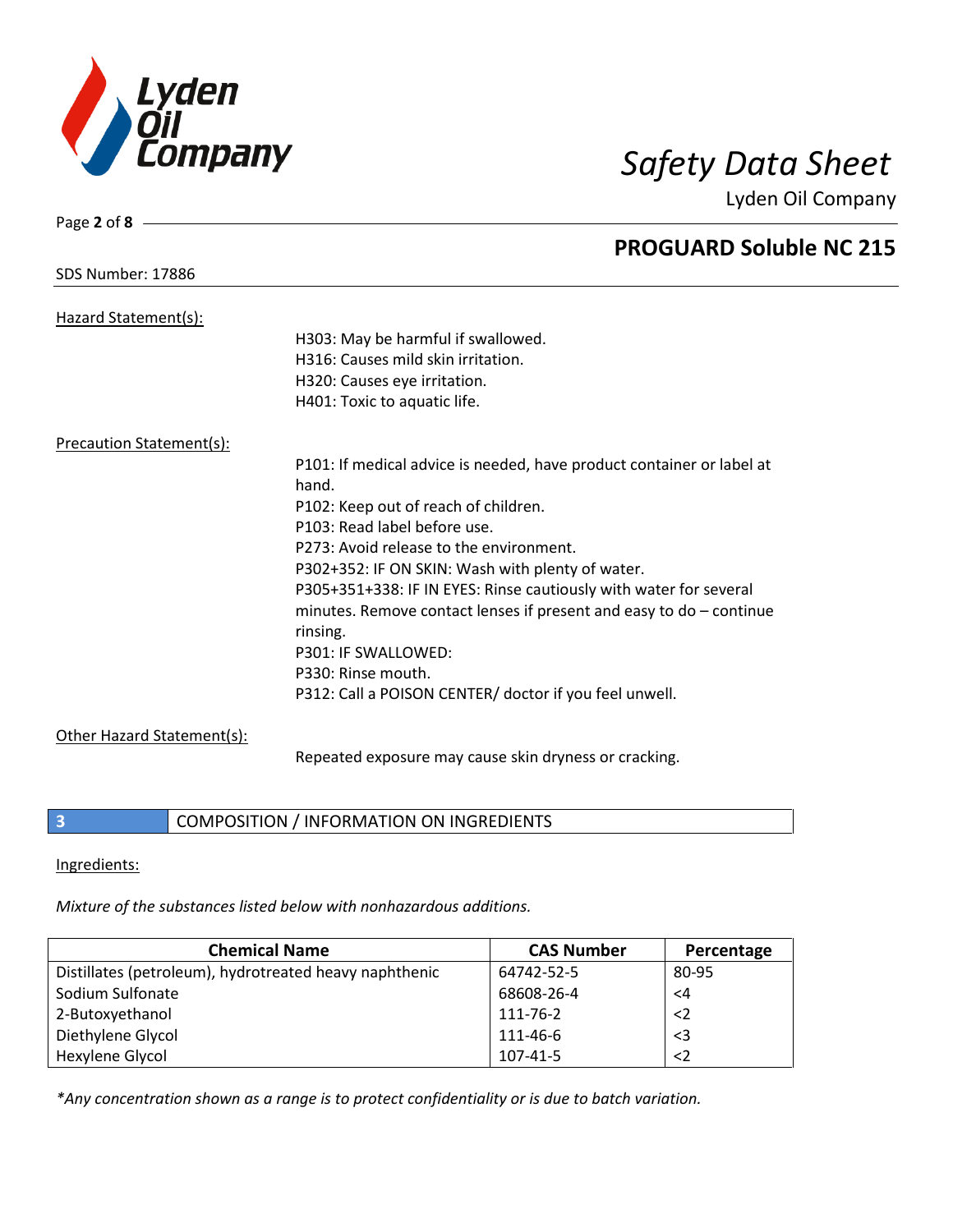Hazard Statement(s):

H303: May be harmful if swallowed.
H316: Causes mild skin irritation.
H320: Causes eye irritation.
H401: Toxic to aquatic life.

Precaution Statement(s):

P101: If medical advice is needed, have product container or label at hand.
P102: Keep out of reach of children.
P103: Read label before use.
P273: Avoid release to the environment.
P302+352: IF ON SKIN: Wash with plenty of water.
P305+351+338: IF IN EYES: Rinse cautiously with water for several minutes. Remove contact lenses if present and easy to do – continue rinsing.
P301: IF SWALLOWED:
P330: Rinse mouth.
P312: Call a POISON CENTER/ doctor if you feel unwell.

Other Hazard Statement(s):

Repeated exposure may cause skin dryness or cracking.

## 3 COMPOSITION / INFORMATION ON INGREDIENTS

Ingredients:

*Mixture of the substances listed below with nonhazardous additions.*

| Chemical Name | CAS Number | Percentage |
|---|---|---|
| Distillates (petroleum), hydrotreated heavy naphthenic | 64742-52-5 | 80-95 |
| Sodium Sulfonate | 68608-26-4 | <4 |
| 2-Butoxyethanol | 111-76-2 | <2 |
| Diethylene Glycol | 111-46-6 | <3 |
| Hexylene Glycol | 107-41-5 | <2 |

*\*Any concentration shown as a range is to protect confidentiality or is due to batch variation.*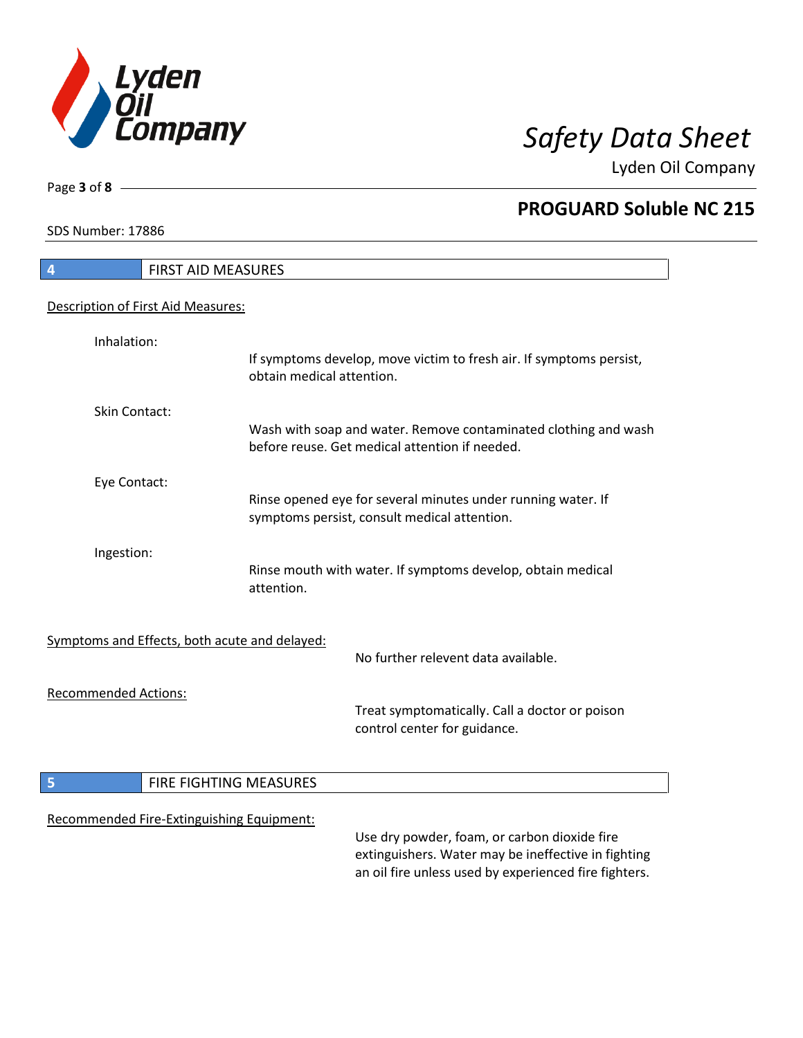## 4 FIRST AID MEASURES

Description of First Aid Measures:

**Inhalation:**

If symptoms develop, move victim to fresh air. If symptoms persist, obtain medical attention.

**Skin Contact:**

Wash with soap and water. Remove contaminated clothing and wash before reuse. Get medical attention if needed.

**Eye Contact:**

Rinse opened eye for several minutes under running water. If symptoms persist, consult medical attention.

**Ingestion:**

Rinse mouth with water. If symptoms develop, obtain medical attention.

Symptoms and Effects, both acute and delayed:

No further relevent data available.

Recommended Actions:

Treat symptomatically. Call a doctor or poison control center for guidance.

## 5 FIRE FIGHTING MEASURES

Recommended Fire-Extinguishing Equipment:

Use dry powder, foam, or carbon dioxide fire extinguishers. Water may be ineffective in fighting an oil fire unless used by experienced fire fighters.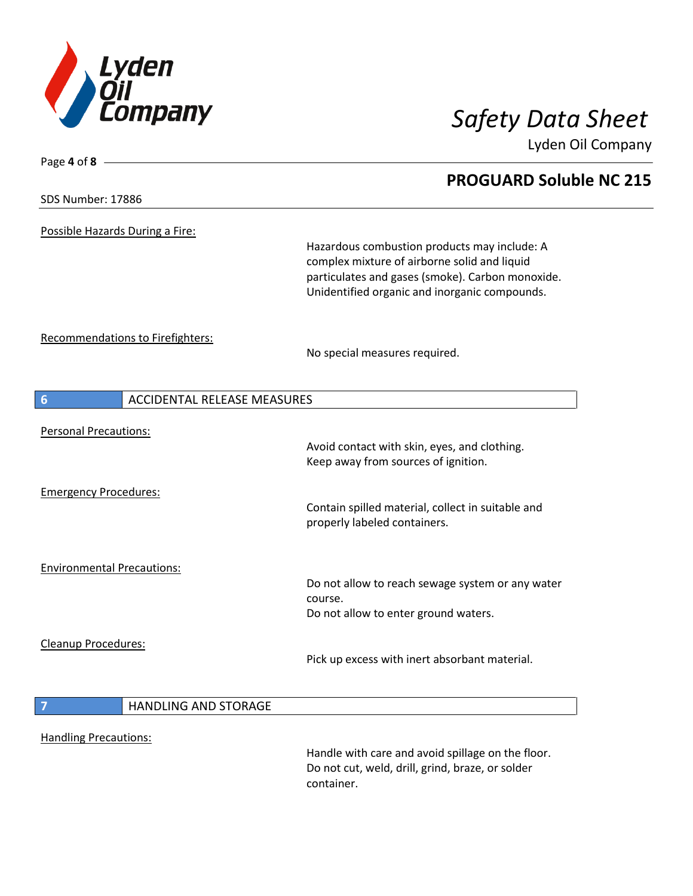**Possible Hazards During a Fire:**

Hazardous combustion products may include: A complex mixture of airborne solid and liquid particulates and gases (smoke). Carbon monoxide. Unidentified organic and inorganic compounds.

**Recommendations to Firefighters:**

No special measures required.

## 6 ACCIDENTAL RELEASE MEASURES

**Personal Precautions:**

Avoid contact with skin, eyes, and clothing.
Keep away from sources of ignition.

**Emergency Procedures:**

Contain spilled material, collect in suitable and properly labeled containers.

**Environmental Precautions:**

Do not allow to reach sewage system or any water course.
Do not allow to enter ground waters.

**Cleanup Procedures:**

Pick up excess with inert absorbant material.

## 7 HANDLING AND STORAGE

**Handling Precautions:**

Handle with care and avoid spillage on the floor.
Do not cut, weld, drill, grind, braze, or solder container.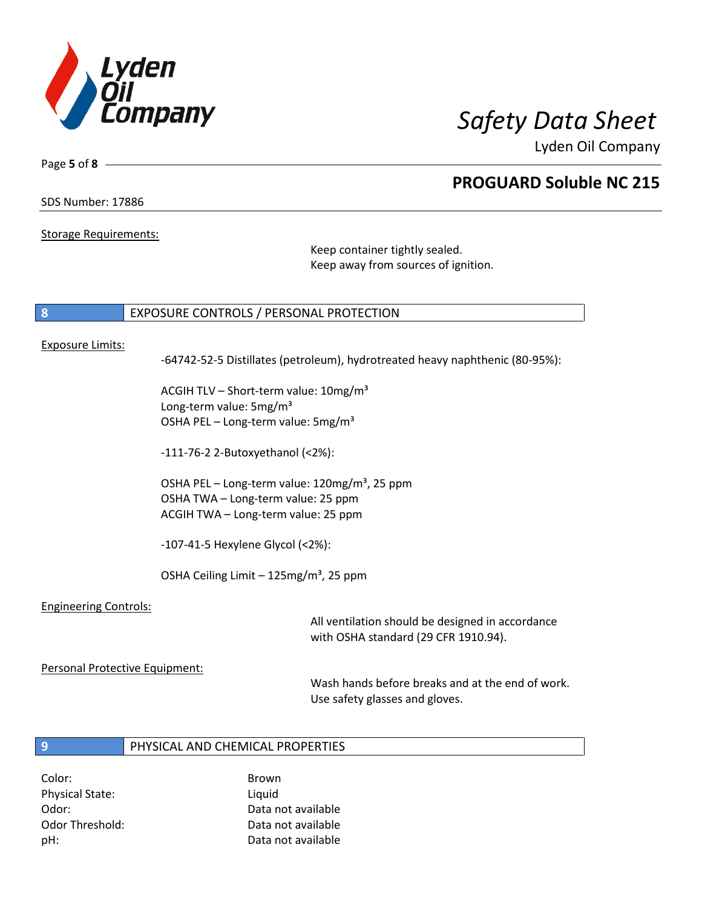Storage Requirements:

Keep container tightly sealed.
Keep away from sources of ignition.

## 8 EXPOSURE CONTROLS / PERSONAL PROTECTION

Exposure Limits:

-64742-52-5 Distillates (petroleum), hydrotreated heavy naphthenic (80-95%):

ACGIH TLV – Short-term value: 10mg/m³
Long-term value: 5mg/m³
OSHA PEL – Long-term value: 5mg/m³

-111-76-2 2-Butoxyethanol (<2%):

OSHA PEL – Long-term value: 120mg/m³, 25 ppm
OSHA TWA – Long-term value: 25 ppm
ACGIH TWA – Long-term value: 25 ppm

-107-41-5 Hexylene Glycol (<2%):

OSHA Ceiling Limit – 125mg/m³, 25 ppm

Engineering Controls:

All ventilation should be designed in accordance with OSHA standard (29 CFR 1910.94).

Personal Protective Equipment:

Wash hands before breaks and at the end of work.
Use safety glasses and gloves.

## 9 PHYSICAL AND CHEMICAL PROPERTIES

| | |
|---|---|
| Color: | Brown |
| Physical State: | Liquid |
| Odor: | Data not available |
| Odor Threshold: | Data not available |
| pH: | Data not available |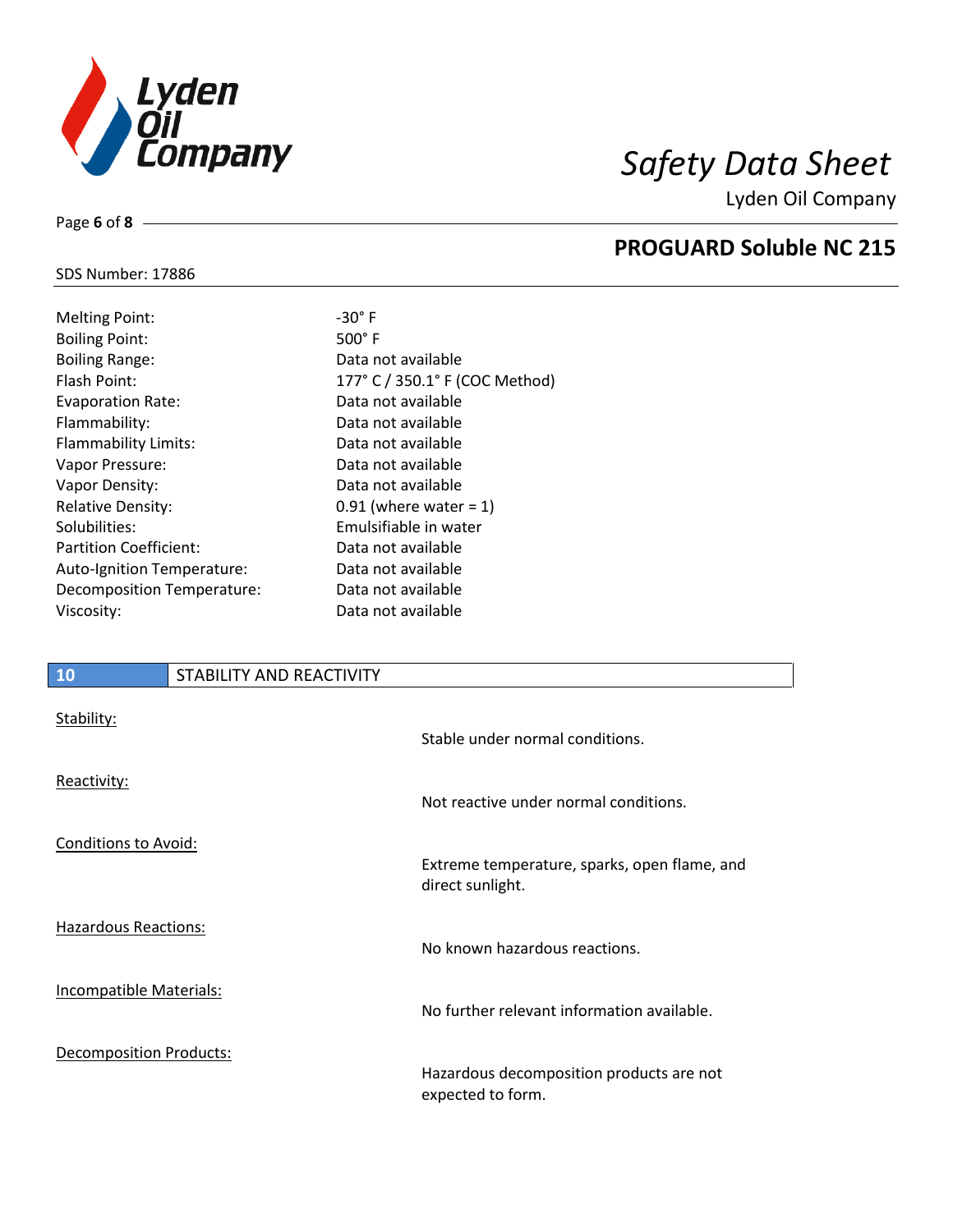| | |
|---|---|
| Melting Point: | -30° F |
| Boiling Point: | 500° F |
| Boiling Range: | Data not available |
| Flash Point: | 177° C / 350.1° F (COC Method) |
| Evaporation Rate: | Data not available |
| Flammability: | Data not available |
| Flammability Limits: | Data not available |
| Vapor Pressure: | Data not available |
| Vapor Density: | Data not available |
| Relative Density: | 0.91 (where water = 1) |
| Solubilities: | Emulsifiable in water |
| Partition Coefficient: | Data not available |
| Auto-Ignition Temperature: | Data not available |
| Decomposition Temperature: | Data not available |
| Viscosity: | Data not available |

## 10 STABILITY AND REACTIVITY

**Stability:**

Stable under normal conditions.

**Reactivity:**

Not reactive under normal conditions.

**Conditions to Avoid:**

Extreme temperature, sparks, open flame, and direct sunlight.

**Hazardous Reactions:**

No known hazardous reactions.

**Incompatible Materials:**

No further relevant information available.

**Decomposition Products:**

Hazardous decomposition products are not expected to form.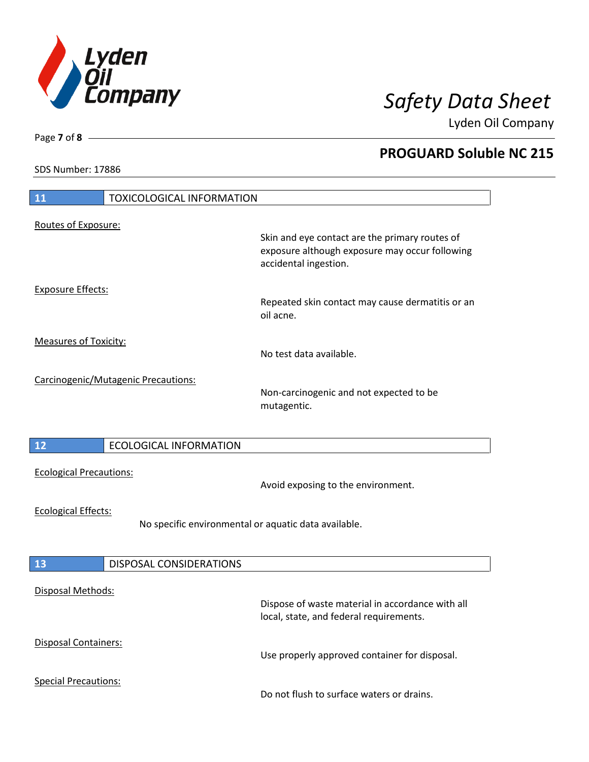## 11 TOXICOLOGICAL INFORMATION

Routes of Exposure:

Skin and eye contact are the primary routes of exposure although exposure may occur following accidental ingestion.

Exposure Effects:

Repeated skin contact may cause dermatitis or an oil acne.

Measures of Toxicity:

No test data available.

Carcinogenic/Mutagenic Precautions:

Non-carcinogenic and not expected to be mutagentic.

## 12 ECOLOGICAL INFORMATION

Ecological Precautions:

Avoid exposing to the environment.

Ecological Effects:

No specific environmental or aquatic data available.

## 13 DISPOSAL CONSIDERATIONS

Disposal Methods:

Dispose of waste material in accordance with all local, state, and federal requirements.

Disposal Containers:

Use properly approved container for disposal.

Special Precautions:

Do not flush to surface waters or drains.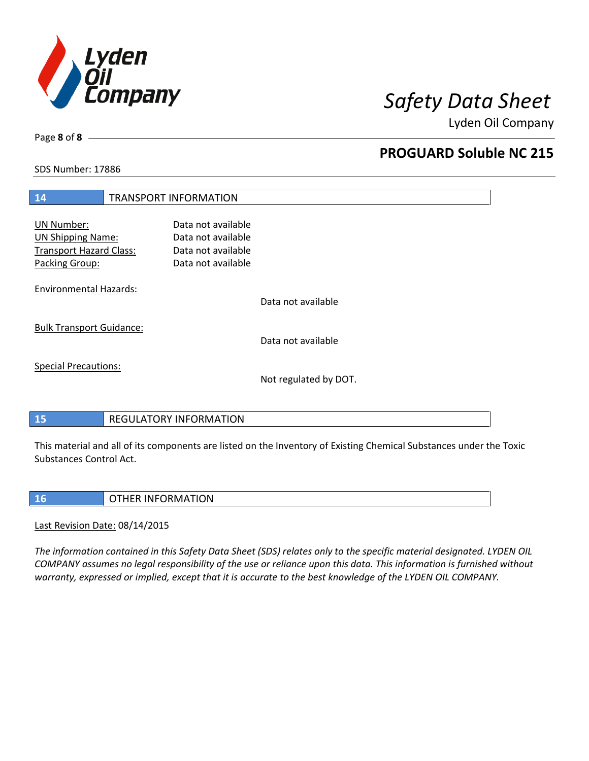## 14 TRANSPORT INFORMATION

UN Number: Data not available
UN Shipping Name: Data not available
Transport Hazard Class: Data not available
Packing Group: Data not available

Environmental Hazards:
Data not available

Bulk Transport Guidance:
Data not available

Special Precautions:
Not regulated by DOT.

## 15 REGULATORY INFORMATION

This material and all of its components are listed on the Inventory of Existing Chemical Substances under the Toxic Substances Control Act.

## 16 OTHER INFORMATION

Last Revision Date: 08/14/2015

*The information contained in this Safety Data Sheet (SDS) relates only to the specific material designated. LYDEN OIL COMPANY assumes no legal responsibility of the use or reliance upon this data. This information is furnished without warranty, expressed or implied, except that it is accurate to the best knowledge of the LYDEN OIL COMPANY.*